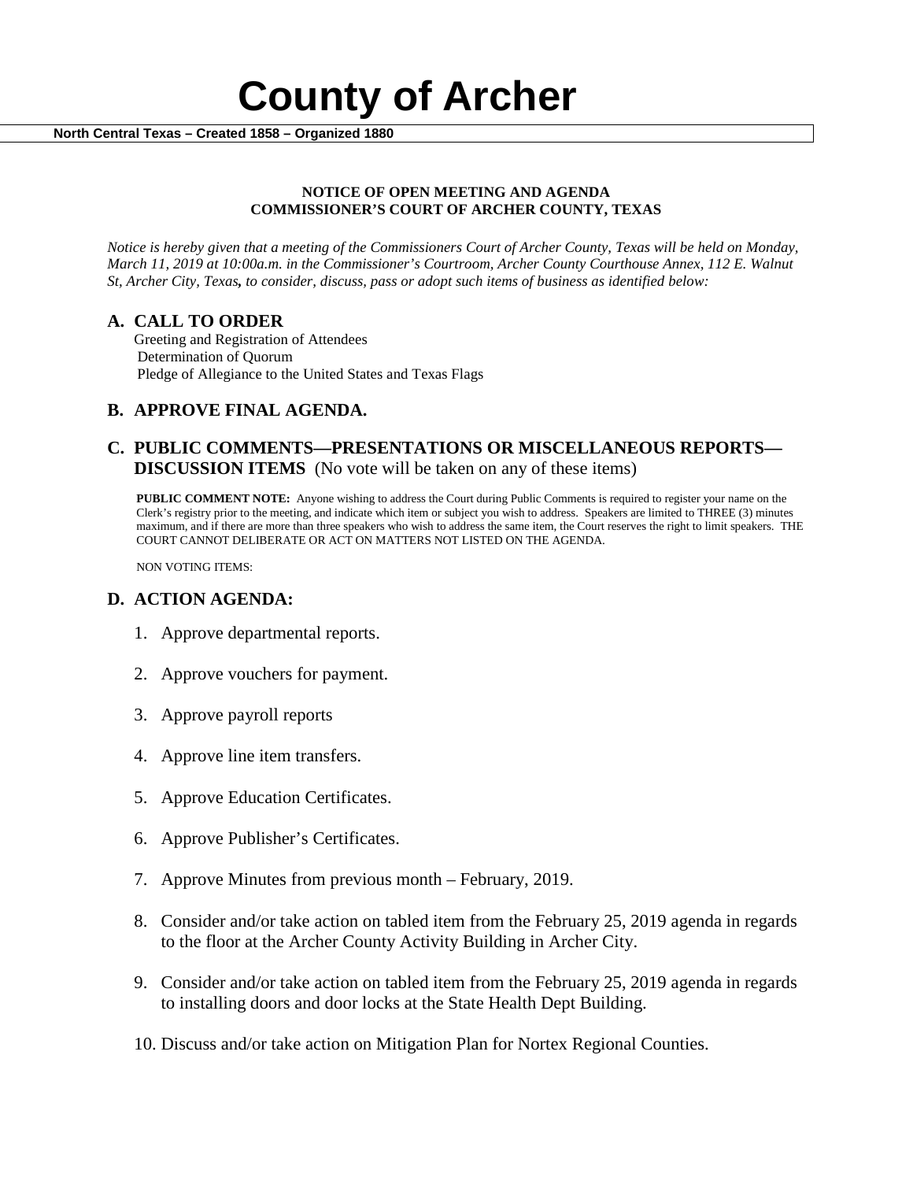# County of Archer

**North Central Texas – Created 1858 – Organized 1880**

**NOTICE OF OPEN MEETING AND AGENDA**
**COMMISSIONER'S COURT OF ARCHER COUNTY, TEXAS**

*Notice is hereby given that a meeting of the Commissioners Court of Archer County, Texas will be held on Monday, March 11, 2019 at 10:00a.m. in the Commissioner's Courtroom, Archer County Courthouse Annex, 112 E. Walnut St, Archer City, Texas, to consider, discuss, pass or adopt such items of business as identified below:*

## A. CALL TO ORDER

Greeting and Registration of Attendees
Determination of Quorum
Pledge of Allegiance to the United States and Texas Flags

## B. APPROVE FINAL AGENDA.

## C. PUBLIC COMMENTS—PRESENTATIONS OR MISCELLANEOUS REPORTS—DISCUSSION ITEMS (No vote will be taken on any of these items)

**PUBLIC COMMENT NOTE:** Anyone wishing to address the Court during Public Comments is required to register your name on the Clerk's registry prior to the meeting, and indicate which item or subject you wish to address. Speakers are limited to THREE (3) minutes maximum, and if there are more than three speakers who wish to address the same item, the Court reserves the right to limit speakers. THE COURT CANNOT DELIBERATE OR ACT ON MATTERS NOT LISTED ON THE AGENDA.

NON VOTING ITEMS:

## D. ACTION AGENDA:

1. Approve departmental reports.
2. Approve vouchers for payment.
3. Approve payroll reports
4. Approve line item transfers.
5. Approve Education Certificates.
6. Approve Publisher's Certificates.
7. Approve Minutes from previous month – February, 2019.
8. Consider and/or take action on tabled item from the February 25, 2019 agenda in regards to the floor at the Archer County Activity Building in Archer City.
9. Consider and/or take action on tabled item from the February 25, 2019 agenda in regards to installing doors and door locks at the State Health Dept Building.
10. Discuss and/or take action on Mitigation Plan for Nortex Regional Counties.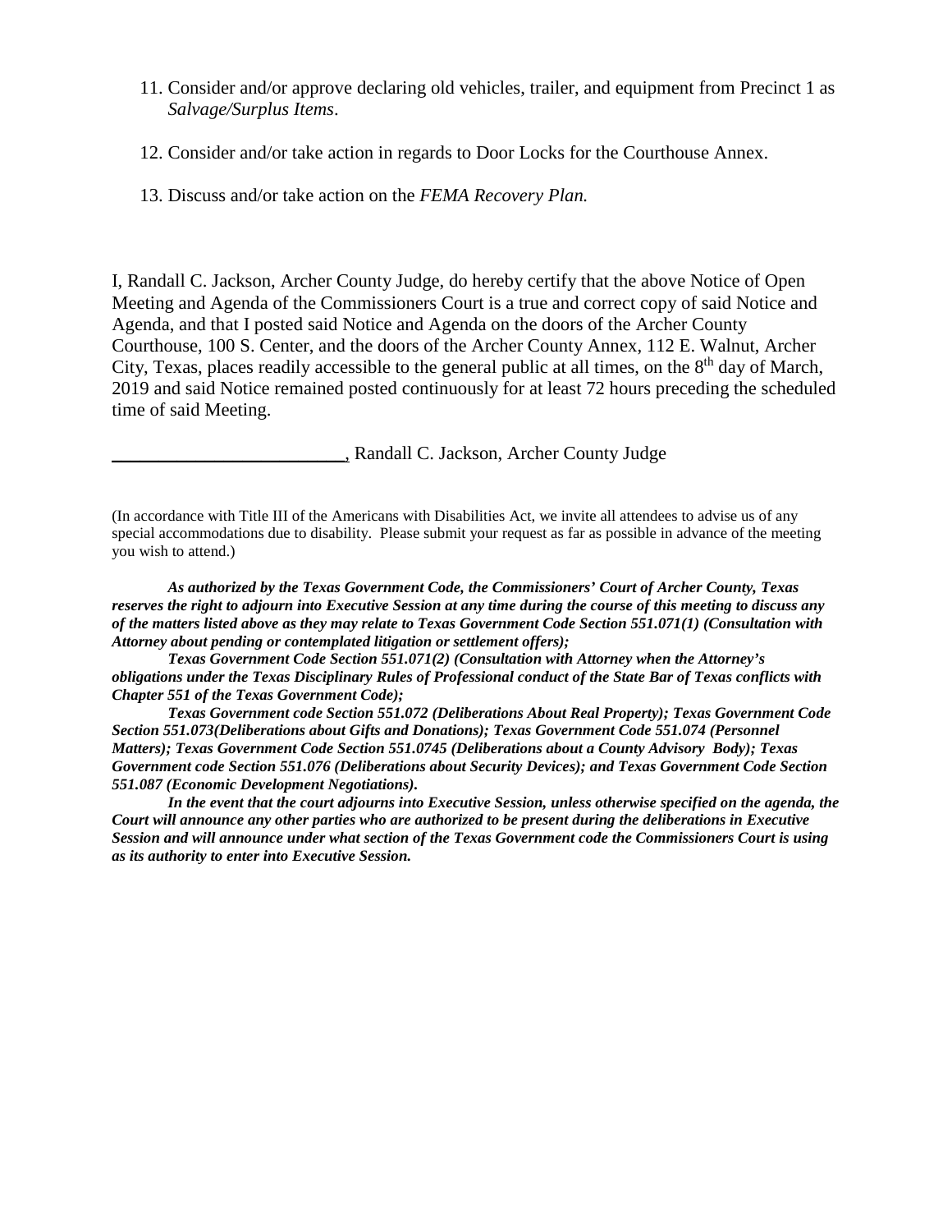11. Consider and/or approve declaring old vehicles, trailer, and equipment from Precinct 1 as *Salvage/Surplus Items*.

12. Consider and/or take action in regards to Door Locks for the Courthouse Annex.

13. Discuss and/or take action on the *FEMA Recovery Plan.*

I, Randall C. Jackson, Archer County Judge, do hereby certify that the above Notice of Open Meeting and Agenda of the Commissioners Court is a true and correct copy of said Notice and Agenda, and that I posted said Notice and Agenda on the doors of the Archer County Courthouse, 100 S. Center, and the doors of the Archer County Annex, 112 E. Walnut, Archer City, Texas, places readily accessible to the general public at all times, on the 8th day of March, 2019 and said Notice remained posted continuously for at least 72 hours preceding the scheduled time of said Meeting.

__________________________, Randall C. Jackson, Archer County Judge

(In accordance with Title III of the Americans with Disabilities Act, we invite all attendees to advise us of any special accommodations due to disability. Please submit your request as far as possible in advance of the meeting you wish to attend.)

***As authorized by the Texas Government Code, the Commissioners' Court of Archer County, Texas reserves the right to adjourn into Executive Session at any time during the course of this meeting to discuss any of the matters listed above as they may relate to Texas Government Code Section 551.071(1) (Consultation with Attorney about pending or contemplated litigation or settlement offers);***

***Texas Government Code Section 551.071(2) (Consultation with Attorney when the Attorney's obligations under the Texas Disciplinary Rules of Professional conduct of the State Bar of Texas conflicts with Chapter 551 of the Texas Government Code);***

***Texas Government code Section 551.072 (Deliberations About Real Property); Texas Government Code Section 551.073(Deliberations about Gifts and Donations); Texas Government Code 551.074 (Personnel Matters); Texas Government Code Section 551.0745 (Deliberations about a County Advisory Body); Texas Government code Section 551.076 (Deliberations about Security Devices); and Texas Government Code Section 551.087 (Economic Development Negotiations).***

***In the event that the court adjourns into Executive Session, unless otherwise specified on the agenda, the Court will announce any other parties who are authorized to be present during the deliberations in Executive Session and will announce under what section of the Texas Government code the Commissioners Court is using as its authority to enter into Executive Session.***